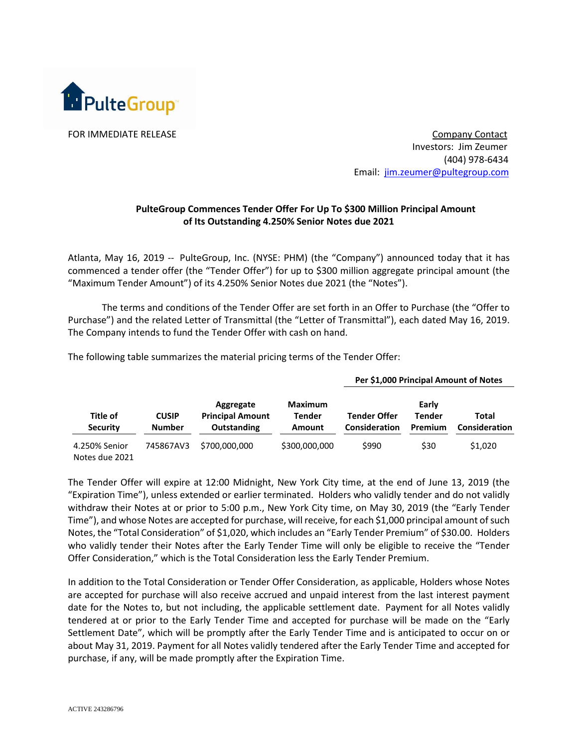FOR IMMEDIATE RELEASE

Company Contact
Investors: Jim Zeumer
(404) 978-6434
Email: jim.zeumer@pultegroup.com

**PulteGroup Commences Tender Offer For Up To $300 Million Principal Amount of Its Outstanding 4.250% Senior Notes due 2021**

Atlanta, May 16, 2019 -- PulteGroup, Inc. (NYSE: PHM) (the "Company") announced today that it has commenced a tender offer (the "Tender Offer") for up to $300 million aggregate principal amount (the "Maximum Tender Amount") of its 4.250% Senior Notes due 2021 (the "Notes").

The terms and conditions of the Tender Offer are set forth in an Offer to Purchase (the "Offer to Purchase") and the related Letter of Transmittal (the "Letter of Transmittal"), each dated May 16, 2019. The Company intends to fund the Tender Offer with cash on hand.

The following table summarizes the material pricing terms of the Tender Offer:

| | | | | Per $1,000 Principal Amount of Notes | | |
|---|---|---|---|---|---|---|
| **Title of Security** | **CUSIP Number** | **Aggregate Principal Amount Outstanding** | **Maximum Tender Amount** | **Tender Offer Consideration** | **Early Tender Premium** | **Total Consideration** |
| 4.250% Senior Notes due 2021 | 745867AV3 | $700,000,000 | $300,000,000 | $990 | $30 | $1,020 |

The Tender Offer will expire at 12:00 Midnight, New York City time, at the end of June 13, 2019 (the "Expiration Time"), unless extended or earlier terminated. Holders who validly tender and do not validly withdraw their Notes at or prior to 5:00 p.m., New York City time, on May 30, 2019 (the "Early Tender Time"), and whose Notes are accepted for purchase, will receive, for each $1,000 principal amount of such Notes, the "Total Consideration" of $1,020, which includes an "Early Tender Premium" of $30.00. Holders who validly tender their Notes after the Early Tender Time will only be eligible to receive the "Tender Offer Consideration," which is the Total Consideration less the Early Tender Premium.

In addition to the Total Consideration or Tender Offer Consideration, as applicable, Holders whose Notes are accepted for purchase will also receive accrued and unpaid interest from the last interest payment date for the Notes to, but not including, the applicable settlement date. Payment for all Notes validly tendered at or prior to the Early Tender Time and accepted for purchase will be made on the "Early Settlement Date", which will be promptly after the Early Tender Time and is anticipated to occur on or about May 31, 2019. Payment for all Notes validly tendered after the Early Tender Time and accepted for purchase, if any, will be made promptly after the Expiration Time.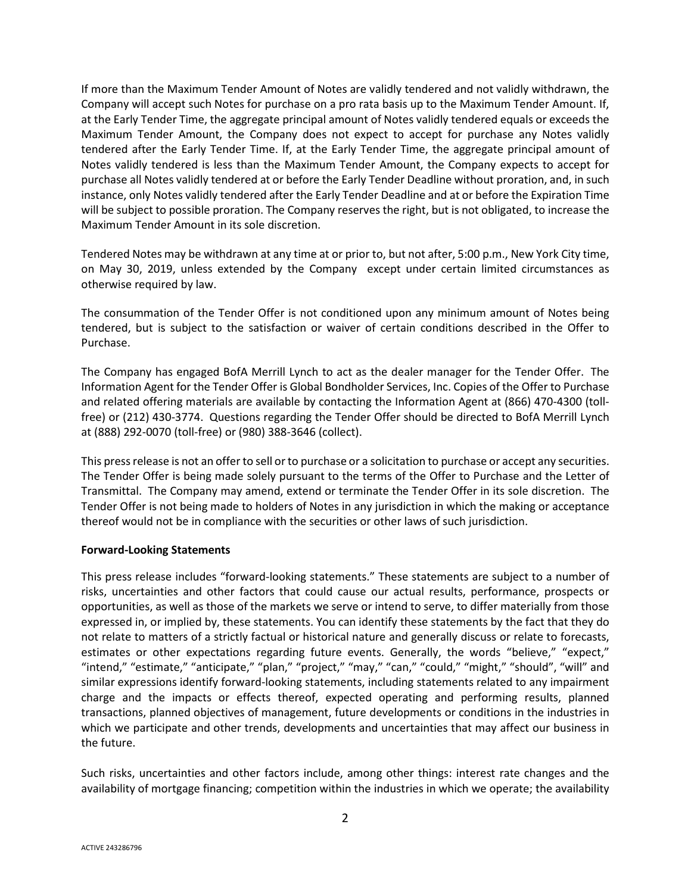If more than the Maximum Tender Amount of Notes are validly tendered and not validly withdrawn, the Company will accept such Notes for purchase on a pro rata basis up to the Maximum Tender Amount. If, at the Early Tender Time, the aggregate principal amount of Notes validly tendered equals or exceeds the Maximum Tender Amount, the Company does not expect to accept for purchase any Notes validly tendered after the Early Tender Time. If, at the Early Tender Time, the aggregate principal amount of Notes validly tendered is less than the Maximum Tender Amount, the Company expects to accept for purchase all Notes validly tendered at or before the Early Tender Deadline without proration, and, in such instance, only Notes validly tendered after the Early Tender Deadline and at or before the Expiration Time will be subject to possible proration. The Company reserves the right, but is not obligated, to increase the Maximum Tender Amount in its sole discretion.

Tendered Notes may be withdrawn at any time at or prior to, but not after, 5:00 p.m., New York City time, on May 30, 2019, unless extended by the Company except under certain limited circumstances as otherwise required by law.

The consummation of the Tender Offer is not conditioned upon any minimum amount of Notes being tendered, but is subject to the satisfaction or waiver of certain conditions described in the Offer to Purchase.

The Company has engaged BofA Merrill Lynch to act as the dealer manager for the Tender Offer. The Information Agent for the Tender Offer is Global Bondholder Services, Inc. Copies of the Offer to Purchase and related offering materials are available by contacting the Information Agent at (866) 470-4300 (toll-free) or (212) 430-3774. Questions regarding the Tender Offer should be directed to BofA Merrill Lynch at (888) 292-0070 (toll-free) or (980) 388-3646 (collect).

This press release is not an offer to sell or to purchase or a solicitation to purchase or accept any securities. The Tender Offer is being made solely pursuant to the terms of the Offer to Purchase and the Letter of Transmittal. The Company may amend, extend or terminate the Tender Offer in its sole discretion. The Tender Offer is not being made to holders of Notes in any jurisdiction in which the making or acceptance thereof would not be in compliance with the securities or other laws of such jurisdiction.

**Forward-Looking Statements**

This press release includes "forward-looking statements." These statements are subject to a number of risks, uncertainties and other factors that could cause our actual results, performance, prospects or opportunities, as well as those of the markets we serve or intend to serve, to differ materially from those expressed in, or implied by, these statements. You can identify these statements by the fact that they do not relate to matters of a strictly factual or historical nature and generally discuss or relate to forecasts, estimates or other expectations regarding future events. Generally, the words "believe," "expect," "intend," "estimate," "anticipate," "plan," "project," "may," "can," "could," "might," "should", "will" and similar expressions identify forward-looking statements, including statements related to any impairment charge and the impacts or effects thereof, expected operating and performing results, planned transactions, planned objectives of management, future developments or conditions in the industries in which we participate and other trends, developments and uncertainties that may affect our business in the future.

Such risks, uncertainties and other factors include, among other things: interest rate changes and the availability of mortgage financing; competition within the industries in which we operate; the availability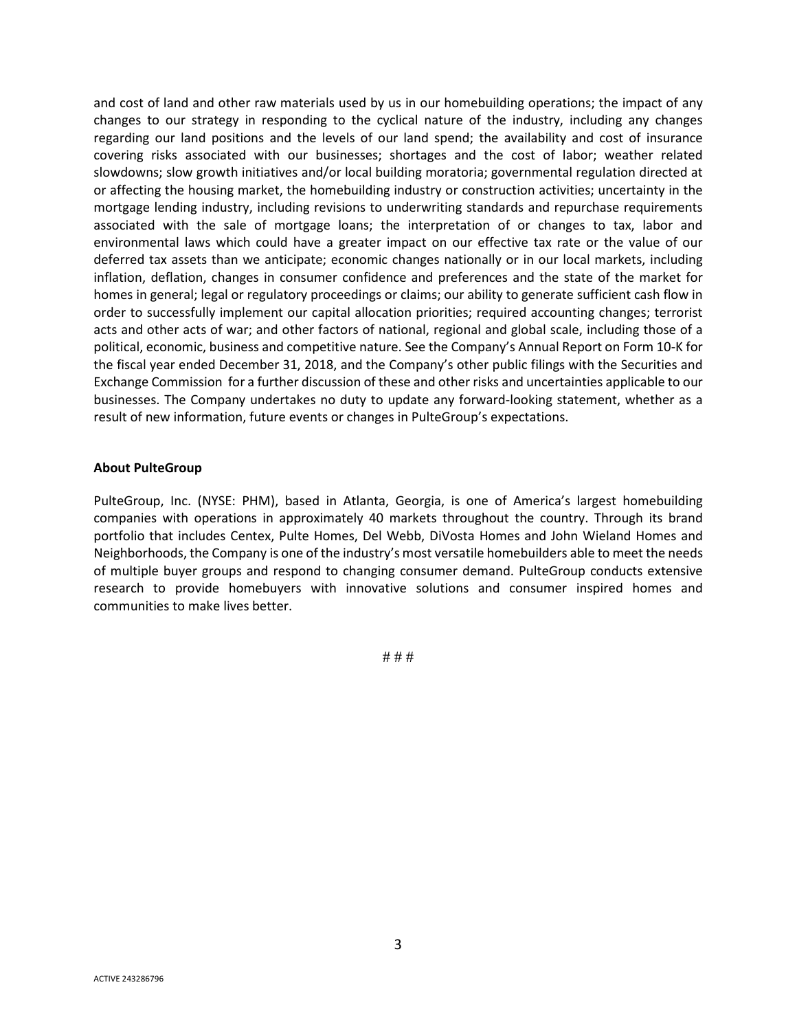and cost of land and other raw materials used by us in our homebuilding operations; the impact of any changes to our strategy in responding to the cyclical nature of the industry, including any changes regarding our land positions and the levels of our land spend; the availability and cost of insurance covering risks associated with our businesses; shortages and the cost of labor; weather related slowdowns; slow growth initiatives and/or local building moratoria; governmental regulation directed at or affecting the housing market, the homebuilding industry or construction activities; uncertainty in the mortgage lending industry, including revisions to underwriting standards and repurchase requirements associated with the sale of mortgage loans; the interpretation of or changes to tax, labor and environmental laws which could have a greater impact on our effective tax rate or the value of our deferred tax assets than we anticipate; economic changes nationally or in our local markets, including inflation, deflation, changes in consumer confidence and preferences and the state of the market for homes in general; legal or regulatory proceedings or claims; our ability to generate sufficient cash flow in order to successfully implement our capital allocation priorities; required accounting changes; terrorist acts and other acts of war; and other factors of national, regional and global scale, including those of a political, economic, business and competitive nature. See the Company's Annual Report on Form 10-K for the fiscal year ended December 31, 2018, and the Company's other public filings with the Securities and Exchange Commission for a further discussion of these and other risks and uncertainties applicable to our businesses. The Company undertakes no duty to update any forward-looking statement, whether as a result of new information, future events or changes in PulteGroup's expectations.

**About PulteGroup**

PulteGroup, Inc. (NYSE: PHM), based in Atlanta, Georgia, is one of America's largest homebuilding companies with operations in approximately 40 markets throughout the country. Through its brand portfolio that includes Centex, Pulte Homes, Del Webb, DiVosta Homes and John Wieland Homes and Neighborhoods, the Company is one of the industry's most versatile homebuilders able to meet the needs of multiple buyer groups and respond to changing consumer demand. PulteGroup conducts extensive research to provide homebuyers with innovative solutions and consumer inspired homes and communities to make lives better.

# # #

ACTIVE 243286796